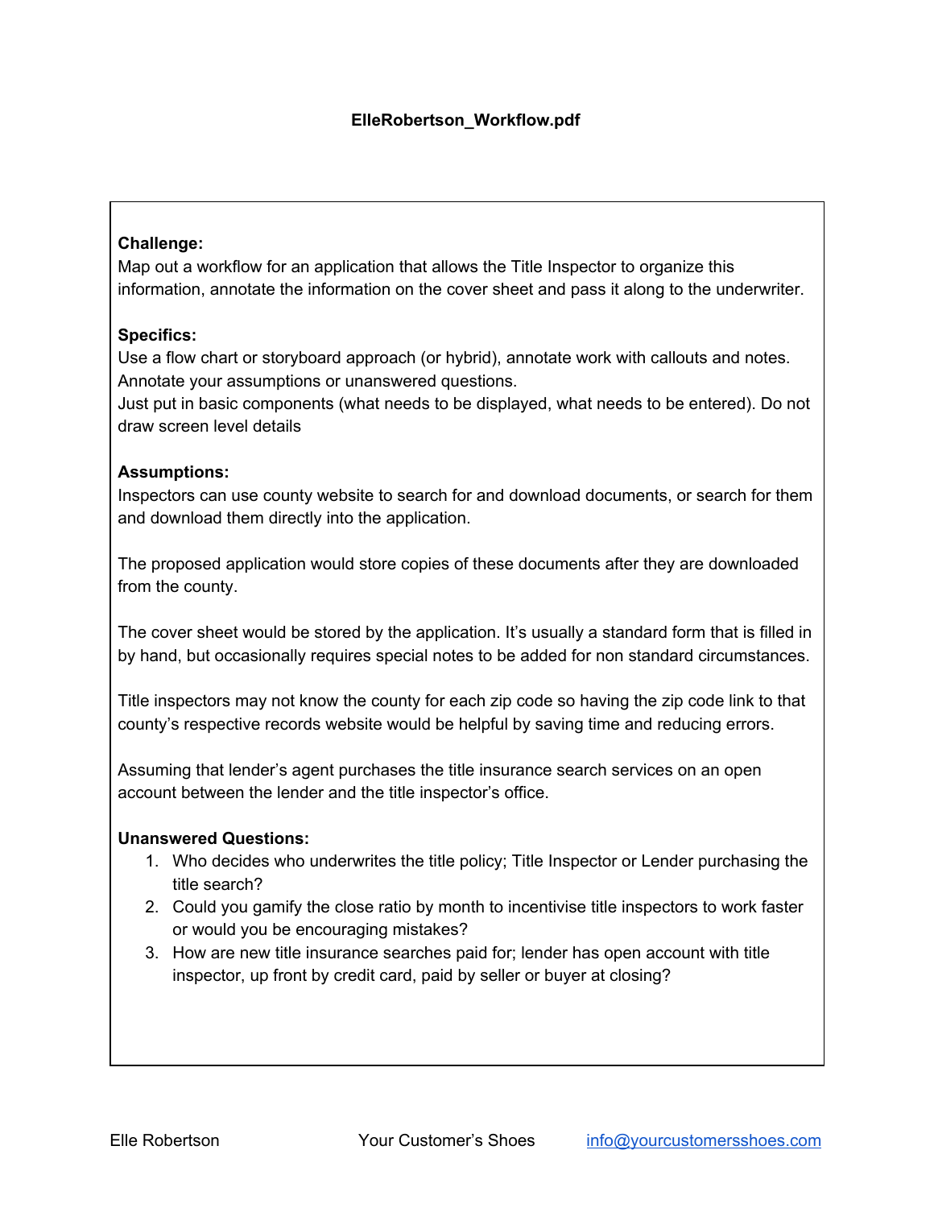**ElleRobertson_Workflow.pdf**

**Challenge:**
Map out a workflow for an application that allows the Title Inspector to organize this information, annotate the information on the cover sheet and pass it along to the underwriter.

**Specifics:**
Use a flow chart or storyboard approach (or hybrid), annotate work with callouts and notes. Annotate your assumptions or unanswered questions.
Just put in basic components (what needs to be displayed, what needs to be entered). Do not draw screen level details

**Assumptions:**
Inspectors can use county website to search for and download documents, or search for them and download them directly into the application.

The proposed application would store copies of these documents after they are downloaded from the county.

The cover sheet would be stored by the application. It's usually a standard form that is filled in by hand, but occasionally requires special notes to be added for non standard circumstances.

Title inspectors may not know the county for each zip code so having the zip code link to that county's respective records website would be helpful by saving time and reducing errors.

Assuming that lender's agent purchases the title insurance search services on an open account between the lender and the title inspector's office.

**Unanswered Questions:**

1. Who decides who underwrites the title policy; Title Inspector or Lender purchasing the title search?
2. Could you gamify the close ratio by month to incentivise title inspectors to work faster or would you be encouraging mistakes?
3. How are new title insurance searches paid for; lender has open account with title inspector, up front by credit card, paid by seller or buyer at closing?

Elle Robertson Your Customer's Shoes info@yourcustomersshoes.com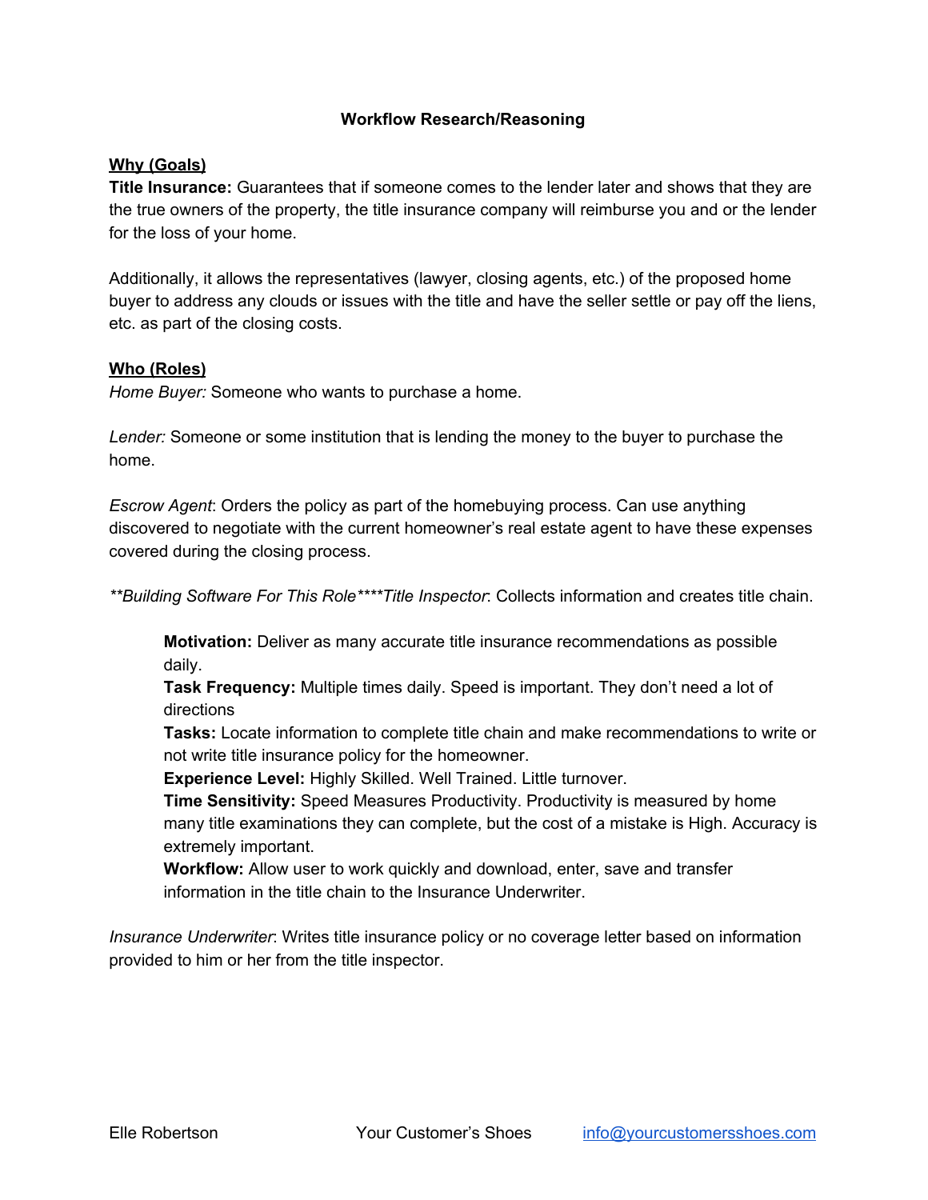**Workflow Research/Reasoning**

**Why (Goals)**

**Title Insurance:** Guarantees that if someone comes to the lender later and shows that they are the true owners of the property, the title insurance company will reimburse you and or the lender for the loss of your home.

Additionally, it allows the representatives (lawyer, closing agents, etc.) of the proposed home buyer to address any clouds or issues with the title and have the seller settle or pay off the liens, etc. as part of the closing costs.

**Who (Roles)**

*Home Buyer:* Someone who wants to purchase a home.

*Lender:* Someone or some institution that is lending the money to the buyer to purchase the home.

*Escrow Agent*: Orders the policy as part of the homebuying process. Can use anything discovered to negotiate with the current homeowner's real estate agent to have these expenses covered during the closing process.

*\*\*Building Software For This Role\*\*\*\*Title Inspector*: Collects information and creates title chain.

> **Motivation:** Deliver as many accurate title insurance recommendations as possible daily.
> **Task Frequency:** Multiple times daily. Speed is important. They don't need a lot of directions
> **Tasks:** Locate information to complete title chain and make recommendations to write or not write title insurance policy for the homeowner.
> **Experience Level:** Highly Skilled. Well Trained. Little turnover.
> **Time Sensitivity:** Speed Measures Productivity. Productivity is measured by home many title examinations they can complete, but the cost of a mistake is High. Accuracy is extremely important.
> **Workflow:** Allow user to work quickly and download, enter, save and transfer information in the title chain to the Insurance Underwriter.

*Insurance Underwriter*: Writes title insurance policy or no coverage letter based on information provided to him or her from the title inspector.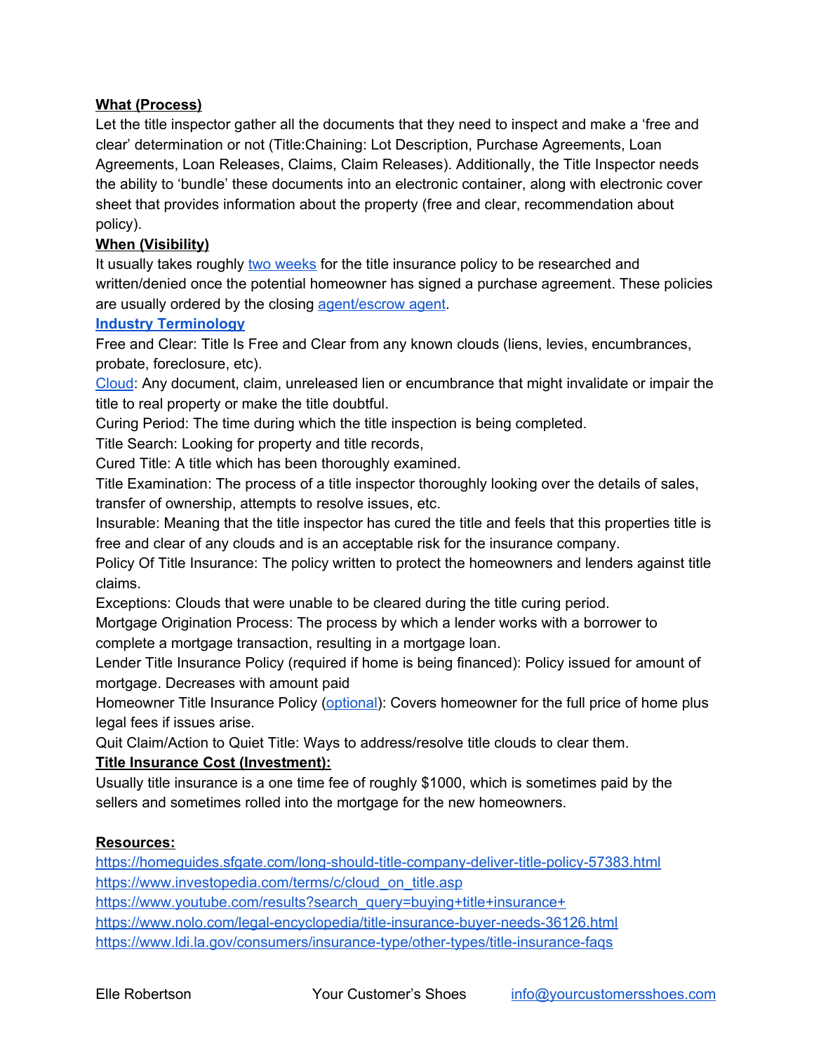**What (Process)**

Let the title inspector gather all the documents that they need to inspect and make a 'free and clear' determination or not (Title:Chaining: Lot Description, Purchase Agreements, Loan Agreements, Loan Releases, Claims, Claim Releases). Additionally, the Title Inspector needs the ability to 'bundle' these documents into an electronic container, along with electronic cover sheet that provides information about the property (free and clear, recommendation about policy).

**When (Visibility)**

It usually takes roughly two weeks for the title insurance policy to be researched and written/denied once the potential homeowner has signed a purchase agreement. These policies are usually ordered by the closing agent/escrow agent.

**Industry Terminology**

Free and Clear: Title Is Free and Clear from any known clouds (liens, levies, encumbrances, probate, foreclosure, etc).

Cloud: Any document, claim, unreleased lien or encumbrance that might invalidate or impair the title to real property or make the title doubtful.

Curing Period: The time during which the title inspection is being completed.

Title Search: Looking for property and title records,

Cured Title: A title which has been thoroughly examined.

Title Examination: The process of a title inspector thoroughly looking over the details of sales, transfer of ownership, attempts to resolve issues, etc.

Insurable: Meaning that the title inspector has cured the title and feels that this properties title is free and clear of any clouds and is an acceptable risk for the insurance company.

Policy Of Title Insurance: The policy written to protect the homeowners and lenders against title claims.

Exceptions: Clouds that were unable to be cleared during the title curing period.

Mortgage Origination Process: The process by which a lender works with a borrower to complete a mortgage transaction, resulting in a mortgage loan.

Lender Title Insurance Policy (required if home is being financed): Policy issued for amount of mortgage. Decreases with amount paid

Homeowner Title Insurance Policy (optional): Covers homeowner for the full price of home plus legal fees if issues arise.

Quit Claim/Action to Quiet Title: Ways to address/resolve title clouds to clear them.

**Title Insurance Cost (Investment):**

Usually title insurance is a one time fee of roughly $1000, which is sometimes paid by the sellers and sometimes rolled into the mortgage for the new homeowners.

**Resources:**

https://homeguides.sfgate.com/long-should-title-company-deliver-title-policy-57383.html
https://www.investopedia.com/terms/c/cloud_on_title.asp
https://www.youtube.com/results?search_query=buying+title+insurance+
https://www.nolo.com/legal-encyclopedia/title-insurance-buyer-needs-36126.html
https://www.ldi.la.gov/consumers/insurance-type/other-types/title-insurance-faqs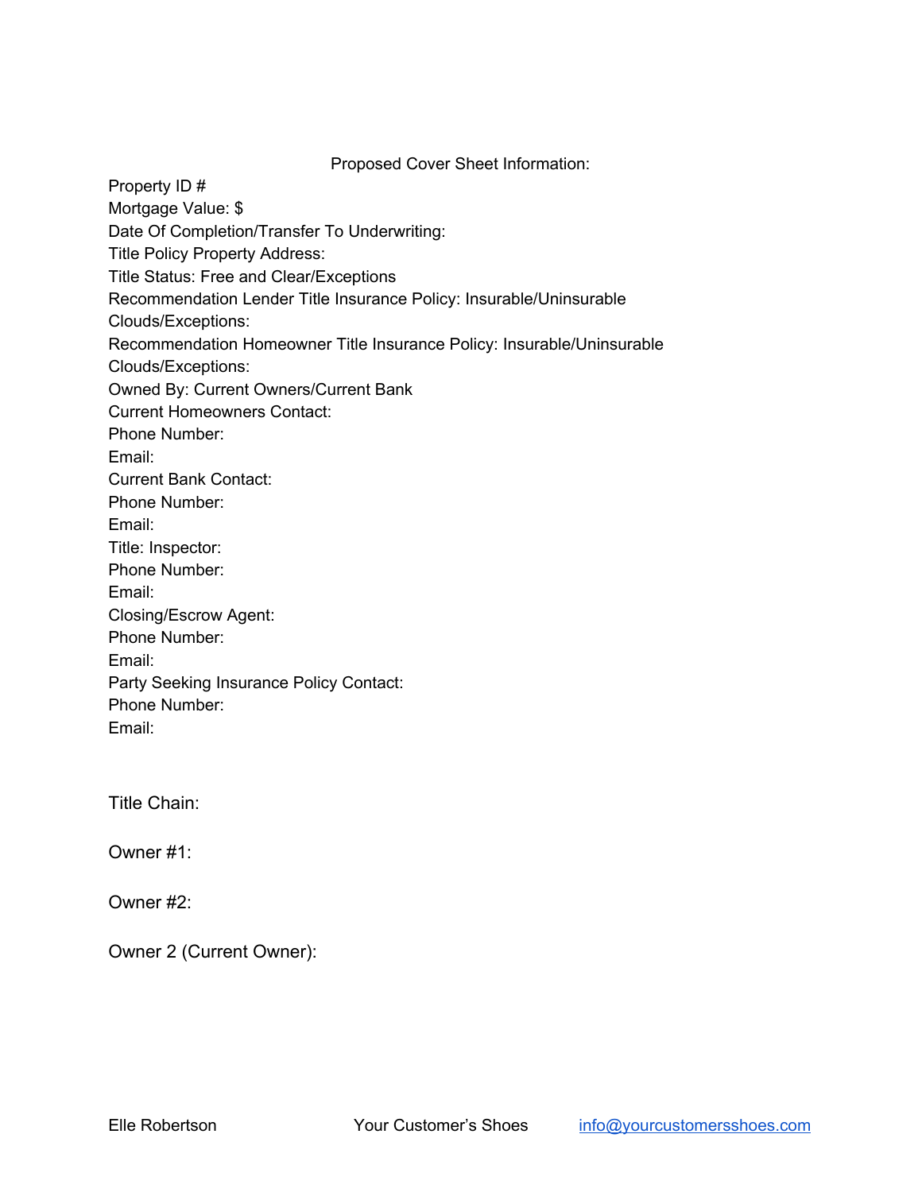Proposed Cover Sheet Information:

Property ID #
Mortgage Value: $
Date Of Completion/Transfer To Underwriting:
Title Policy Property Address:
Title Status: Free and Clear/Exceptions
Recommendation Lender Title Insurance Policy: Insurable/Uninsurable
Clouds/Exceptions:
Recommendation Homeowner Title Insurance Policy: Insurable/Uninsurable
Clouds/Exceptions:
Owned By: Current Owners/Current Bank
Current Homeowners Contact:
Phone Number:
Email:
Current Bank Contact:
Phone Number:
Email:
Title: Inspector:
Phone Number:
Email:
Closing/Escrow Agent:
Phone Number:
Email:
Party Seeking Insurance Policy Contact:
Phone Number:
Email:

Title Chain:

Owner #1:

Owner #2:

Owner 2 (Current Owner):